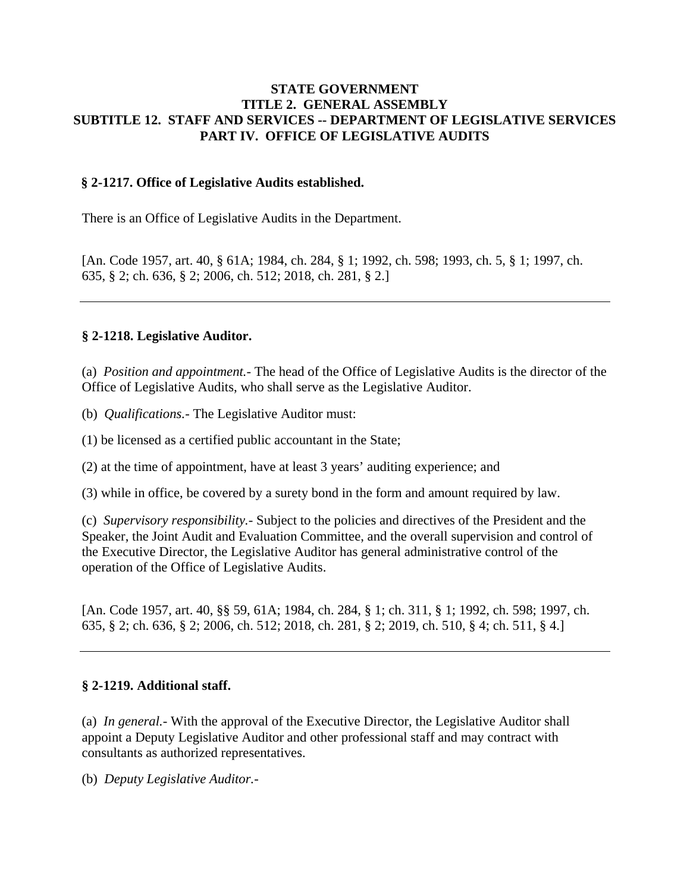# STATE GOVERNMENT
## TITLE 2. GENERAL ASSEMBLY
## SUBTITLE 12. STAFF AND SERVICES -- DEPARTMENT OF LEGISLATIVE SERVICES
## PART IV. OFFICE OF LEGISLATIVE AUDITS

### § 2-1217. Office of Legislative Audits established.

There is an Office of Legislative Audits in the Department.

[An. Code 1957, art. 40, § 61A; 1984, ch. 284, § 1; 1992, ch. 598; 1993, ch. 5, § 1; 1997, ch. 635, § 2; ch. 636, § 2; 2006, ch. 512; 2018, ch. 281, § 2.]

---

### § 2-1218. Legislative Auditor.

(a) *Position and appointment.*- The head of the Office of Legislative Audits is the director of the Office of Legislative Audits, who shall serve as the Legislative Auditor.

(b) *Qualifications.*- The Legislative Auditor must:

(1) be licensed as a certified public accountant in the State;

(2) at the time of appointment, have at least 3 years' auditing experience; and

(3) while in office, be covered by a surety bond in the form and amount required by law.

(c) *Supervisory responsibility.*- Subject to the policies and directives of the President and the Speaker, the Joint Audit and Evaluation Committee, and the overall supervision and control of the Executive Director, the Legislative Auditor has general administrative control of the operation of the Office of Legislative Audits.

[An. Code 1957, art. 40, §§ 59, 61A; 1984, ch. 284, § 1; ch. 311, § 1; 1992, ch. 598; 1997, ch. 635, § 2; ch. 636, § 2; 2006, ch. 512; 2018, ch. 281, § 2; 2019, ch. 510, § 4; ch. 511, § 4.]

---

### § 2-1219. Additional staff.

(a) *In general.*- With the approval of the Executive Director, the Legislative Auditor shall appoint a Deputy Legislative Auditor and other professional staff and may contract with consultants as authorized representatives.

(b) *Deputy Legislative Auditor.*-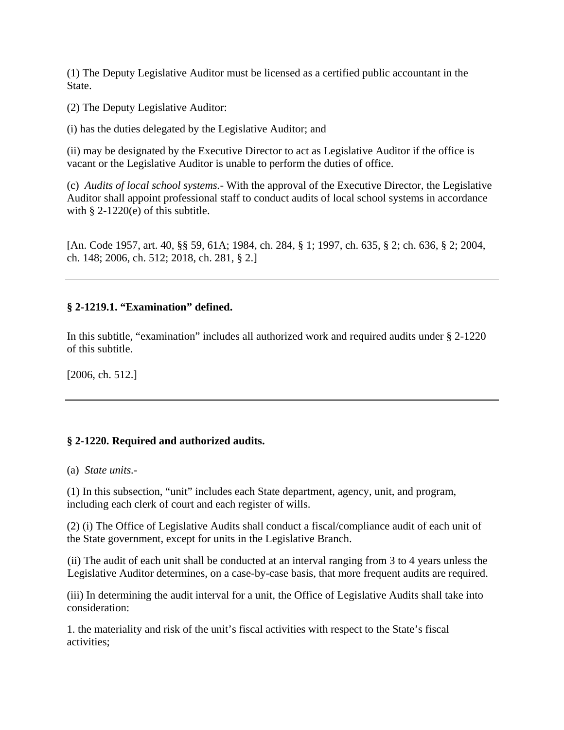(1) The Deputy Legislative Auditor must be licensed as a certified public accountant in the State.

(2) The Deputy Legislative Auditor:

(i) has the duties delegated by the Legislative Auditor; and

(ii) may be designated by the Executive Director to act as Legislative Auditor if the office is vacant or the Legislative Auditor is unable to perform the duties of office.

(c) *Audits of local school systems.*- With the approval of the Executive Director, the Legislative Auditor shall appoint professional staff to conduct audits of local school systems in accordance with § 2-1220(e) of this subtitle.

[An. Code 1957, art. 40, §§ 59, 61A; 1984, ch. 284, § 1; 1997, ch. 635, § 2; ch. 636, § 2; 2004, ch. 148; 2006, ch. 512; 2018, ch. 281, § 2.]

---

**§ 2-1219.1. "Examination" defined.**

In this subtitle, "examination" includes all authorized work and required audits under § 2-1220 of this subtitle.

[2006, ch. 512.]

---

**§ 2-1220. Required and authorized audits.**

(a) *State units.*-

(1) In this subsection, "unit" includes each State department, agency, unit, and program, including each clerk of court and each register of wills.

(2) (i) The Office of Legislative Audits shall conduct a fiscal/compliance audit of each unit of the State government, except for units in the Legislative Branch.

(ii) The audit of each unit shall be conducted at an interval ranging from 3 to 4 years unless the Legislative Auditor determines, on a case-by-case basis, that more frequent audits are required.

(iii) In determining the audit interval for a unit, the Office of Legislative Audits shall take into consideration:

1. the materiality and risk of the unit's fiscal activities with respect to the State's fiscal activities;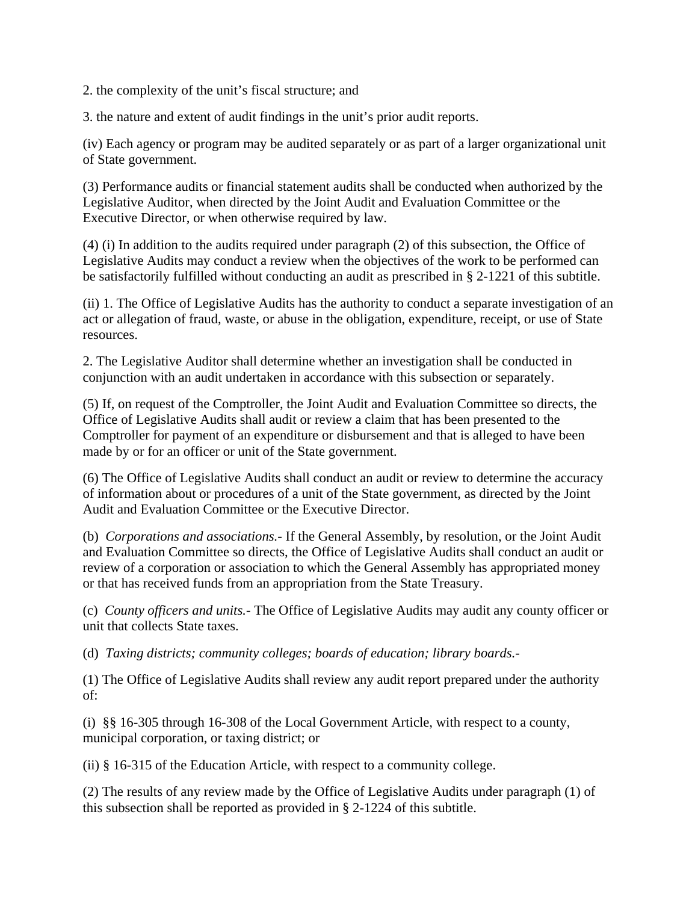2. the complexity of the unit’s fiscal structure; and

3. the nature and extent of audit findings in the unit’s prior audit reports.

(iv) Each agency or program may be audited separately or as part of a larger organizational unit of State government.

(3) Performance audits or financial statement audits shall be conducted when authorized by the Legislative Auditor, when directed by the Joint Audit and Evaluation Committee or the Executive Director, or when otherwise required by law.

(4) (i) In addition to the audits required under paragraph (2) of this subsection, the Office of Legislative Audits may conduct a review when the objectives of the work to be performed can be satisfactorily fulfilled without conducting an audit as prescribed in § 2-1221 of this subtitle.

(ii) 1. The Office of Legislative Audits has the authority to conduct a separate investigation of an act or allegation of fraud, waste, or abuse in the obligation, expenditure, receipt, or use of State resources.

2. The Legislative Auditor shall determine whether an investigation shall be conducted in conjunction with an audit undertaken in accordance with this subsection or separately.

(5) If, on request of the Comptroller, the Joint Audit and Evaluation Committee so directs, the Office of Legislative Audits shall audit or review a claim that has been presented to the Comptroller for payment of an expenditure or disbursement and that is alleged to have been made by or for an officer or unit of the State government.

(6) The Office of Legislative Audits shall conduct an audit or review to determine the accuracy of information about or procedures of a unit of the State government, as directed by the Joint Audit and Evaluation Committee or the Executive Director.

(b) *Corporations and associations.*- If the General Assembly, by resolution, or the Joint Audit and Evaluation Committee so directs, the Office of Legislative Audits shall conduct an audit or review of a corporation or association to which the General Assembly has appropriated money or that has received funds from an appropriation from the State Treasury.

(c) *County officers and units.*- The Office of Legislative Audits may audit any county officer or unit that collects State taxes.

(d) *Taxing districts; community colleges; boards of education; library boards.*-

(1) The Office of Legislative Audits shall review any audit report prepared under the authority of:

(i) §§ 16-305 through 16-308 of the Local Government Article, with respect to a county, municipal corporation, or taxing district; or

(ii) § 16-315 of the Education Article, with respect to a community college.

(2) The results of any review made by the Office of Legislative Audits under paragraph (1) of this subsection shall be reported as provided in § 2-1224 of this subtitle.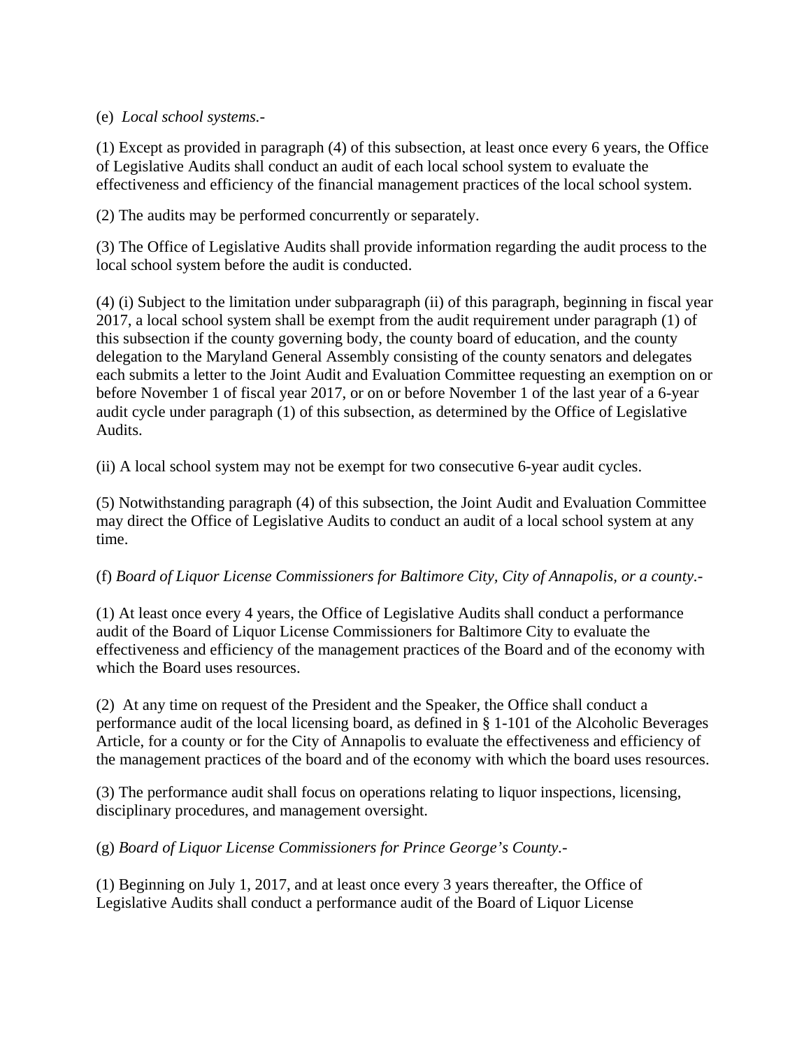(e) *Local school systems.-*

(1) Except as provided in paragraph (4) of this subsection, at least once every 6 years, the Office of Legislative Audits shall conduct an audit of each local school system to evaluate the effectiveness and efficiency of the financial management practices of the local school system.

(2) The audits may be performed concurrently or separately.

(3) The Office of Legislative Audits shall provide information regarding the audit process to the local school system before the audit is conducted.

(4) (i) Subject to the limitation under subparagraph (ii) of this paragraph, beginning in fiscal year 2017, a local school system shall be exempt from the audit requirement under paragraph (1) of this subsection if the county governing body, the county board of education, and the county delegation to the Maryland General Assembly consisting of the county senators and delegates each submits a letter to the Joint Audit and Evaluation Committee requesting an exemption on or before November 1 of fiscal year 2017, or on or before November 1 of the last year of a 6-year audit cycle under paragraph (1) of this subsection, as determined by the Office of Legislative Audits.

(ii) A local school system may not be exempt for two consecutive 6-year audit cycles.

(5) Notwithstanding paragraph (4) of this subsection, the Joint Audit and Evaluation Committee may direct the Office of Legislative Audits to conduct an audit of a local school system at any time.

(f) *Board of Liquor License Commissioners for Baltimore City, City of Annapolis, or a county.-*

(1) At least once every 4 years, the Office of Legislative Audits shall conduct a performance audit of the Board of Liquor License Commissioners for Baltimore City to evaluate the effectiveness and efficiency of the management practices of the Board and of the economy with which the Board uses resources.

(2) At any time on request of the President and the Speaker, the Office shall conduct a performance audit of the local licensing board, as defined in § 1-101 of the Alcoholic Beverages Article, for a county or for the City of Annapolis to evaluate the effectiveness and efficiency of the management practices of the board and of the economy with which the board uses resources.

(3) The performance audit shall focus on operations relating to liquor inspections, licensing, disciplinary procedures, and management oversight.

(g) *Board of Liquor License Commissioners for Prince George's County.-*

(1) Beginning on July 1, 2017, and at least once every 3 years thereafter, the Office of Legislative Audits shall conduct a performance audit of the Board of Liquor License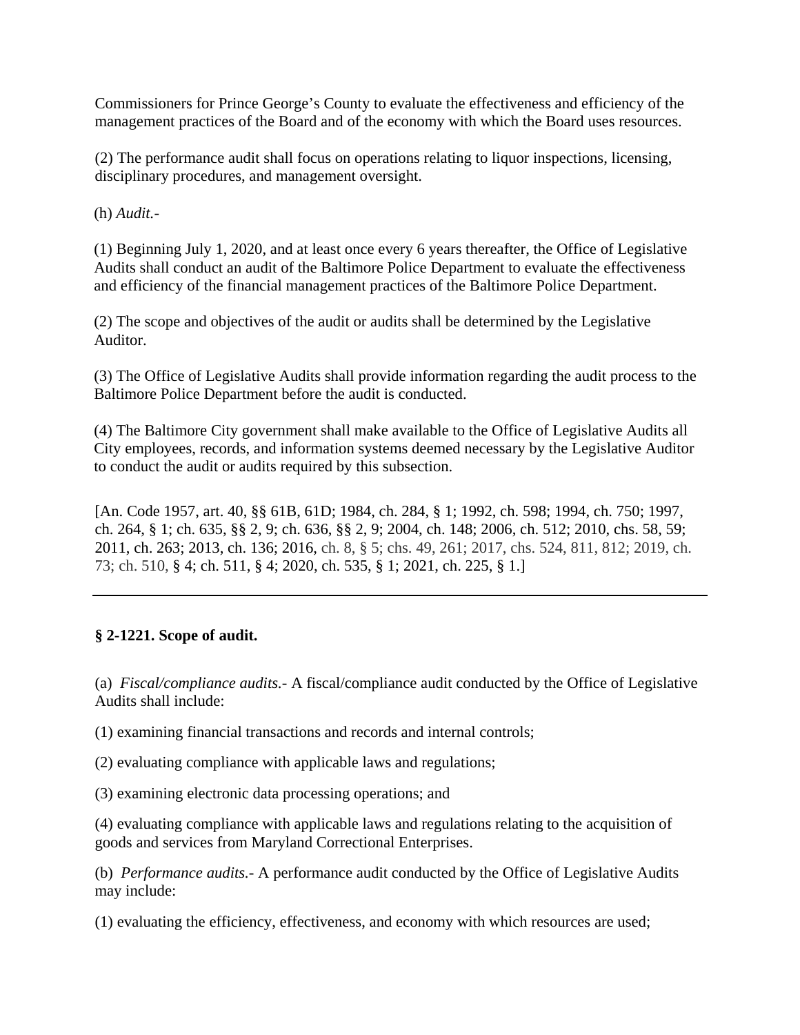Commissioners for Prince George's County to evaluate the effectiveness and efficiency of the management practices of the Board and of the economy with which the Board uses resources.

(2) The performance audit shall focus on operations relating to liquor inspections, licensing, disciplinary procedures, and management oversight.

(h) *Audit.-*

(1) Beginning July 1, 2020, and at least once every 6 years thereafter, the Office of Legislative Audits shall conduct an audit of the Baltimore Police Department to evaluate the effectiveness and efficiency of the financial management practices of the Baltimore Police Department.

(2) The scope and objectives of the audit or audits shall be determined by the Legislative Auditor.

(3) The Office of Legislative Audits shall provide information regarding the audit process to the Baltimore Police Department before the audit is conducted.

(4) The Baltimore City government shall make available to the Office of Legislative Audits all City employees, records, and information systems deemed necessary by the Legislative Auditor to conduct the audit or audits required by this subsection.

[An. Code 1957, art. 40, §§ 61B, 61D; 1984, ch. 284, § 1; 1992, ch. 598; 1994, ch. 750; 1997, ch. 264, § 1; ch. 635, §§ 2, 9; ch. 636, §§ 2, 9; 2004, ch. 148; 2006, ch. 512; 2010, chs. 58, 59; 2011, ch. 263; 2013, ch. 136; 2016, ch. 8, § 5; chs. 49, 261; 2017, chs. 524, 811, 812; 2019, ch. 73; ch. 510, § 4; ch. 511, § 4; 2020, ch. 535, § 1; 2021, ch. 225, § 1.]

---

**§ 2-1221. Scope of audit.**

(a) *Fiscal/compliance audits.-* A fiscal/compliance audit conducted by the Office of Legislative Audits shall include:

(1) examining financial transactions and records and internal controls;

(2) evaluating compliance with applicable laws and regulations;

(3) examining electronic data processing operations; and

(4) evaluating compliance with applicable laws and regulations relating to the acquisition of goods and services from Maryland Correctional Enterprises.

(b) *Performance audits.-* A performance audit conducted by the Office of Legislative Audits may include:

(1) evaluating the efficiency, effectiveness, and economy with which resources are used;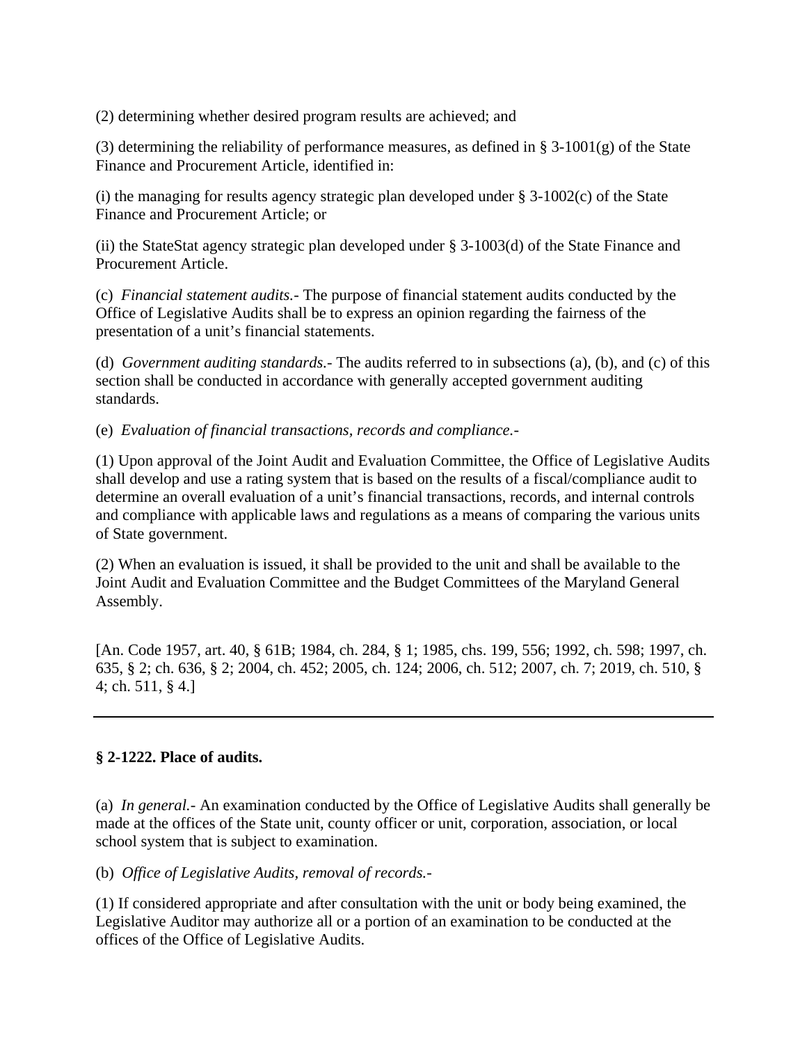(2) determining whether desired program results are achieved; and

(3) determining the reliability of performance measures, as defined in § 3-1001(g) of the State Finance and Procurement Article, identified in:

(i) the managing for results agency strategic plan developed under § 3-1002(c) of the State Finance and Procurement Article; or

(ii) the StateStat agency strategic plan developed under § 3-1003(d) of the State Finance and Procurement Article.

(c) *Financial statement audits.*- The purpose of financial statement audits conducted by the Office of Legislative Audits shall be to express an opinion regarding the fairness of the presentation of a unit's financial statements.

(d) *Government auditing standards.*- The audits referred to in subsections (a), (b), and (c) of this section shall be conducted in accordance with generally accepted government auditing standards.

(e) *Evaluation of financial transactions, records and compliance.*-

(1) Upon approval of the Joint Audit and Evaluation Committee, the Office of Legislative Audits shall develop and use a rating system that is based on the results of a fiscal/compliance audit to determine an overall evaluation of a unit's financial transactions, records, and internal controls and compliance with applicable laws and regulations as a means of comparing the various units of State government.

(2) When an evaluation is issued, it shall be provided to the unit and shall be available to the Joint Audit and Evaluation Committee and the Budget Committees of the Maryland General Assembly.

[An. Code 1957, art. 40, § 61B; 1984, ch. 284, § 1; 1985, chs. 199, 556; 1992, ch. 598; 1997, ch. 635, § 2; ch. 636, § 2; 2004, ch. 452; 2005, ch. 124; 2006, ch. 512; 2007, ch. 7; 2019, ch. 510, § 4; ch. 511, § 4.]

---

**§ 2-1222. Place of audits.**

(a) *In general.*- An examination conducted by the Office of Legislative Audits shall generally be made at the offices of the State unit, county officer or unit, corporation, association, or local school system that is subject to examination.

(b) *Office of Legislative Audits, removal of records.*-

(1) If considered appropriate and after consultation with the unit or body being examined, the Legislative Auditor may authorize all or a portion of an examination to be conducted at the offices of the Office of Legislative Audits.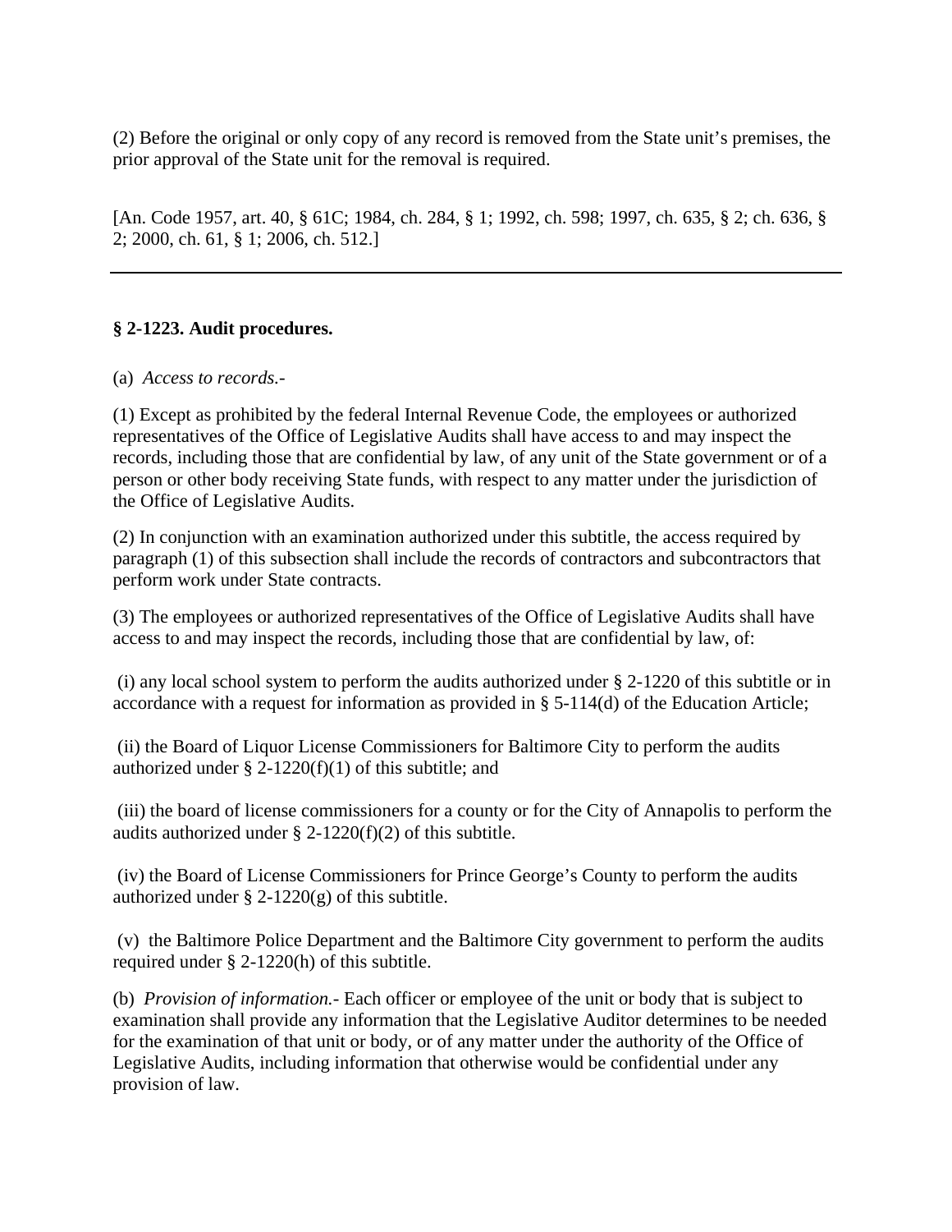(2) Before the original or only copy of any record is removed from the State unit's premises, the prior approval of the State unit for the removal is required.

[An. Code 1957, art. 40, § 61C; 1984, ch. 284, § 1; 1992, ch. 598; 1997, ch. 635, § 2; ch. 636, § 2; 2000, ch. 61, § 1; 2006, ch. 512.]

---

### § 2-1223. Audit procedures.

(a) *Access to records.*-

(1) Except as prohibited by the federal Internal Revenue Code, the employees or authorized representatives of the Office of Legislative Audits shall have access to and may inspect the records, including those that are confidential by law, of any unit of the State government or of a person or other body receiving State funds, with respect to any matter under the jurisdiction of the Office of Legislative Audits.

(2) In conjunction with an examination authorized under this subtitle, the access required by paragraph (1) of this subsection shall include the records of contractors and subcontractors that perform work under State contracts.

(3) The employees or authorized representatives of the Office of Legislative Audits shall have access to and may inspect the records, including those that are confidential by law, of:

(i) any local school system to perform the audits authorized under § 2-1220 of this subtitle or in accordance with a request for information as provided in § 5-114(d) of the Education Article;

(ii) the Board of Liquor License Commissioners for Baltimore City to perform the audits authorized under § 2-1220(f)(1) of this subtitle; and

(iii) the board of license commissioners for a county or for the City of Annapolis to perform the audits authorized under § 2-1220(f)(2) of this subtitle.

(iv) the Board of License Commissioners for Prince George's County to perform the audits authorized under § 2-1220(g) of this subtitle.

(v) the Baltimore Police Department and the Baltimore City government to perform the audits required under § 2-1220(h) of this subtitle.

(b) *Provision of information.*- Each officer or employee of the unit or body that is subject to examination shall provide any information that the Legislative Auditor determines to be needed for the examination of that unit or body, or of any matter under the authority of the Office of Legislative Audits, including information that otherwise would be confidential under any provision of law.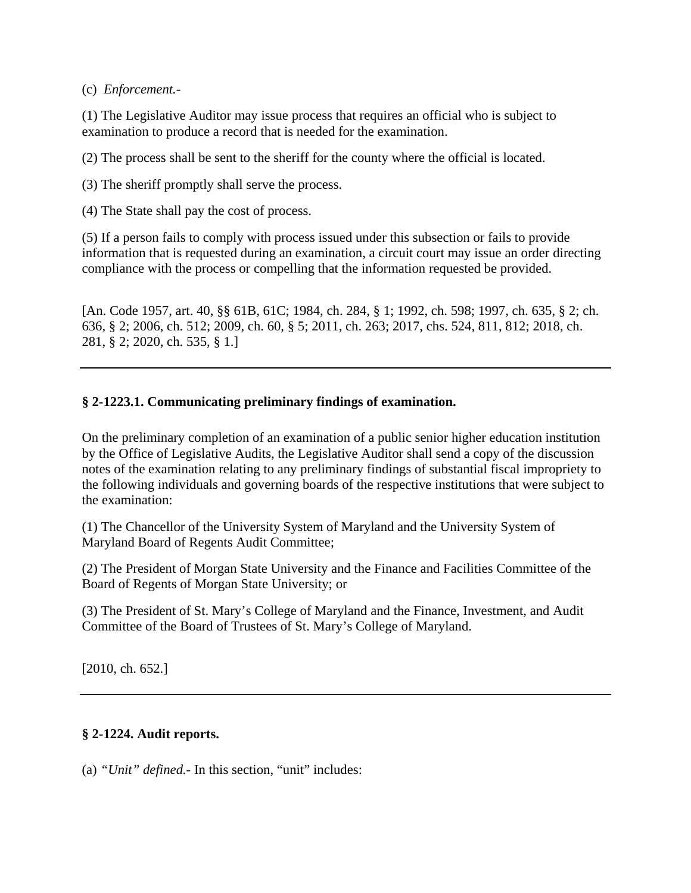(c) *Enforcement.-*

(1) The Legislative Auditor may issue process that requires an official who is subject to examination to produce a record that is needed for the examination.

(2) The process shall be sent to the sheriff for the county where the official is located.

(3) The sheriff promptly shall serve the process.

(4) The State shall pay the cost of process.

(5) If a person fails to comply with process issued under this subsection or fails to provide information that is requested during an examination, a circuit court may issue an order directing compliance with the process or compelling that the information requested be provided.

[An. Code 1957, art. 40, §§ 61B, 61C; 1984, ch. 284, § 1; 1992, ch. 598; 1997, ch. 635, § 2; ch. 636, § 2; 2006, ch. 512; 2009, ch. 60, § 5; 2011, ch. 263; 2017, chs. 524, 811, 812; 2018, ch. 281, § 2; 2020, ch. 535, § 1.]

---

**§ 2-1223.1. Communicating preliminary findings of examination.**

On the preliminary completion of an examination of a public senior higher education institution by the Office of Legislative Audits, the Legislative Auditor shall send a copy of the discussion notes of the examination relating to any preliminary findings of substantial fiscal impropriety to the following individuals and governing boards of the respective institutions that were subject to the examination:

(1) The Chancellor of the University System of Maryland and the University System of Maryland Board of Regents Audit Committee;

(2) The President of Morgan State University and the Finance and Facilities Committee of the Board of Regents of Morgan State University; or

(3) The President of St. Mary's College of Maryland and the Finance, Investment, and Audit Committee of the Board of Trustees of St. Mary's College of Maryland.

[2010, ch. 652.]

---

**§ 2-1224. Audit reports.**

(a) *"Unit" defined.-* In this section, "unit" includes: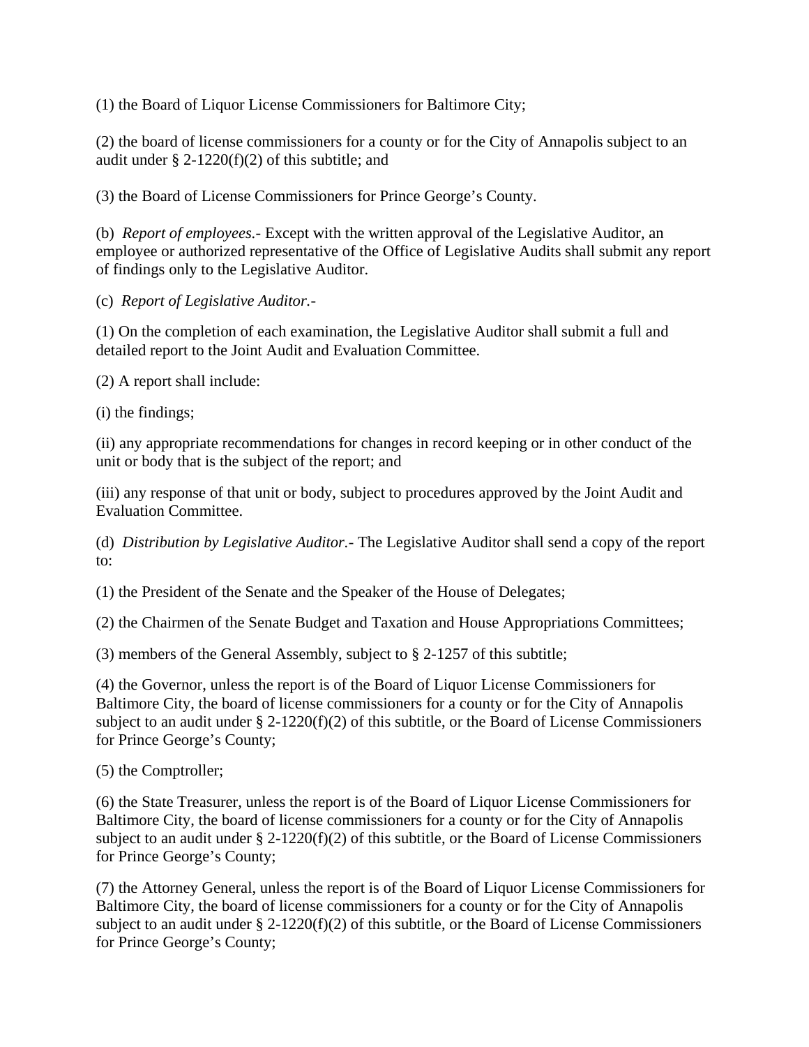(1) the Board of Liquor License Commissioners for Baltimore City;

(2) the board of license commissioners for a county or for the City of Annapolis subject to an audit under § 2-1220(f)(2) of this subtitle; and

(3) the Board of License Commissioners for Prince George's County.

(b) *Report of employees.*- Except with the written approval of the Legislative Auditor, an employee or authorized representative of the Office of Legislative Audits shall submit any report of findings only to the Legislative Auditor.

(c) *Report of Legislative Auditor.*-

(1) On the completion of each examination, the Legislative Auditor shall submit a full and detailed report to the Joint Audit and Evaluation Committee.

(2) A report shall include:

(i) the findings;

(ii) any appropriate recommendations for changes in record keeping or in other conduct of the unit or body that is the subject of the report; and

(iii) any response of that unit or body, subject to procedures approved by the Joint Audit and Evaluation Committee.

(d) *Distribution by Legislative Auditor.*- The Legislative Auditor shall send a copy of the report to:

(1) the President of the Senate and the Speaker of the House of Delegates;

(2) the Chairmen of the Senate Budget and Taxation and House Appropriations Committees;

(3) members of the General Assembly, subject to § 2-1257 of this subtitle;

(4) the Governor, unless the report is of the Board of Liquor License Commissioners for Baltimore City, the board of license commissioners for a county or for the City of Annapolis subject to an audit under § 2-1220(f)(2) of this subtitle, or the Board of License Commissioners for Prince George's County;

(5) the Comptroller;

(6) the State Treasurer, unless the report is of the Board of Liquor License Commissioners for Baltimore City, the board of license commissioners for a county or for the City of Annapolis subject to an audit under § 2-1220(f)(2) of this subtitle, or the Board of License Commissioners for Prince George's County;

(7) the Attorney General, unless the report is of the Board of Liquor License Commissioners for Baltimore City, the board of license commissioners for a county or for the City of Annapolis subject to an audit under § 2-1220(f)(2) of this subtitle, or the Board of License Commissioners for Prince George's County;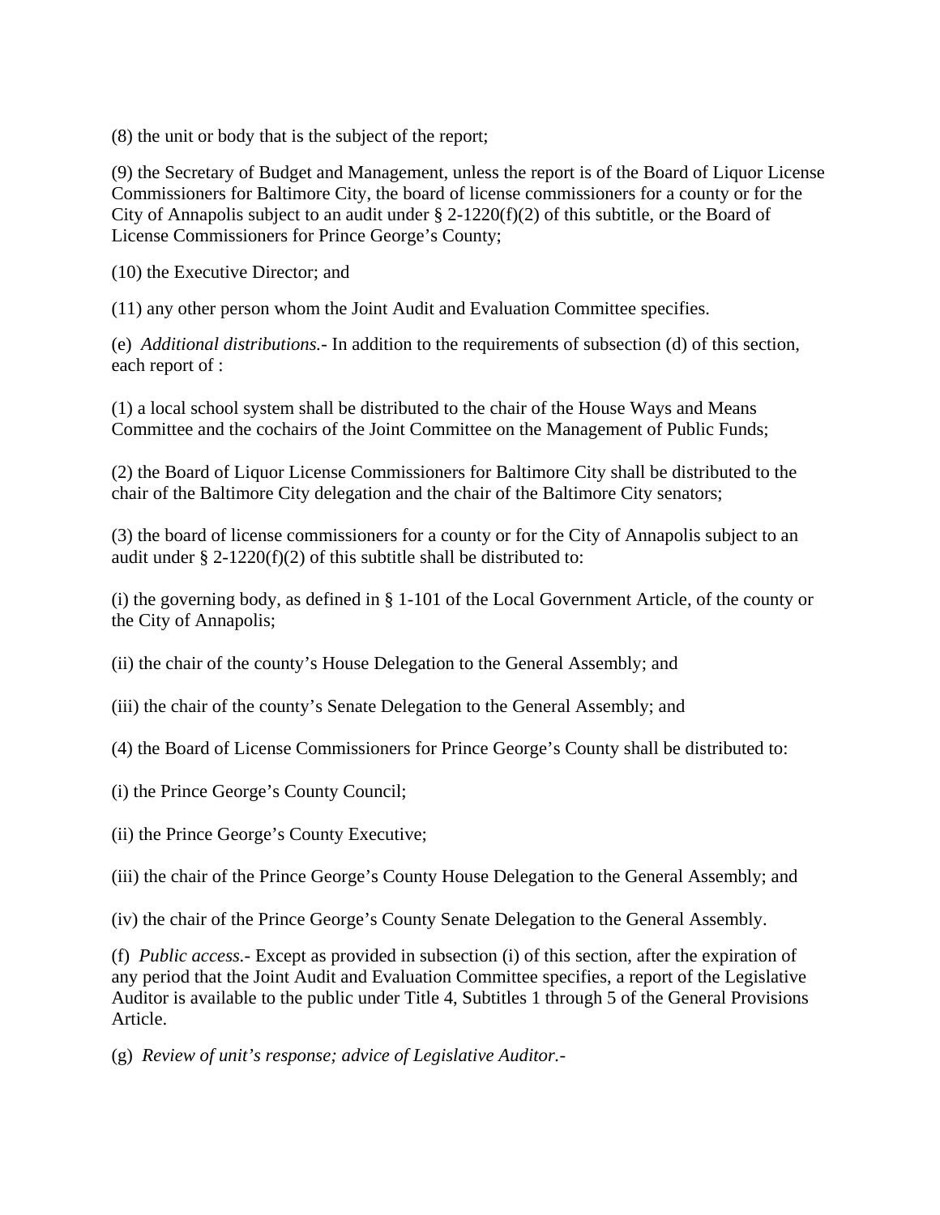(8) the unit or body that is the subject of the report;

(9) the Secretary of Budget and Management, unless the report is of the Board of Liquor License Commissioners for Baltimore City, the board of license commissioners for a county or for the City of Annapolis subject to an audit under § 2-1220(f)(2) of this subtitle, or the Board of License Commissioners for Prince George's County;

(10) the Executive Director; and

(11) any other person whom the Joint Audit and Evaluation Committee specifies.

(e) *Additional distributions.*- In addition to the requirements of subsection (d) of this section, each report of :

(1) a local school system shall be distributed to the chair of the House Ways and Means Committee and the cochairs of the Joint Committee on the Management of Public Funds;

(2) the Board of Liquor License Commissioners for Baltimore City shall be distributed to the chair of the Baltimore City delegation and the chair of the Baltimore City senators;

(3) the board of license commissioners for a county or for the City of Annapolis subject to an audit under § 2-1220(f)(2) of this subtitle shall be distributed to:

(i) the governing body, as defined in § 1-101 of the Local Government Article, of the county or the City of Annapolis;

(ii) the chair of the county's House Delegation to the General Assembly; and

(iii) the chair of the county's Senate Delegation to the General Assembly; and

(4) the Board of License Commissioners for Prince George's County shall be distributed to:

(i) the Prince George's County Council;

(ii) the Prince George's County Executive;

(iii) the chair of the Prince George's County House Delegation to the General Assembly; and

(iv) the chair of the Prince George's County Senate Delegation to the General Assembly.

(f) *Public access.*- Except as provided in subsection (i) of this section, after the expiration of any period that the Joint Audit and Evaluation Committee specifies, a report of the Legislative Auditor is available to the public under Title 4, Subtitles 1 through 5 of the General Provisions Article.

(g) *Review of unit's response; advice of Legislative Auditor.*-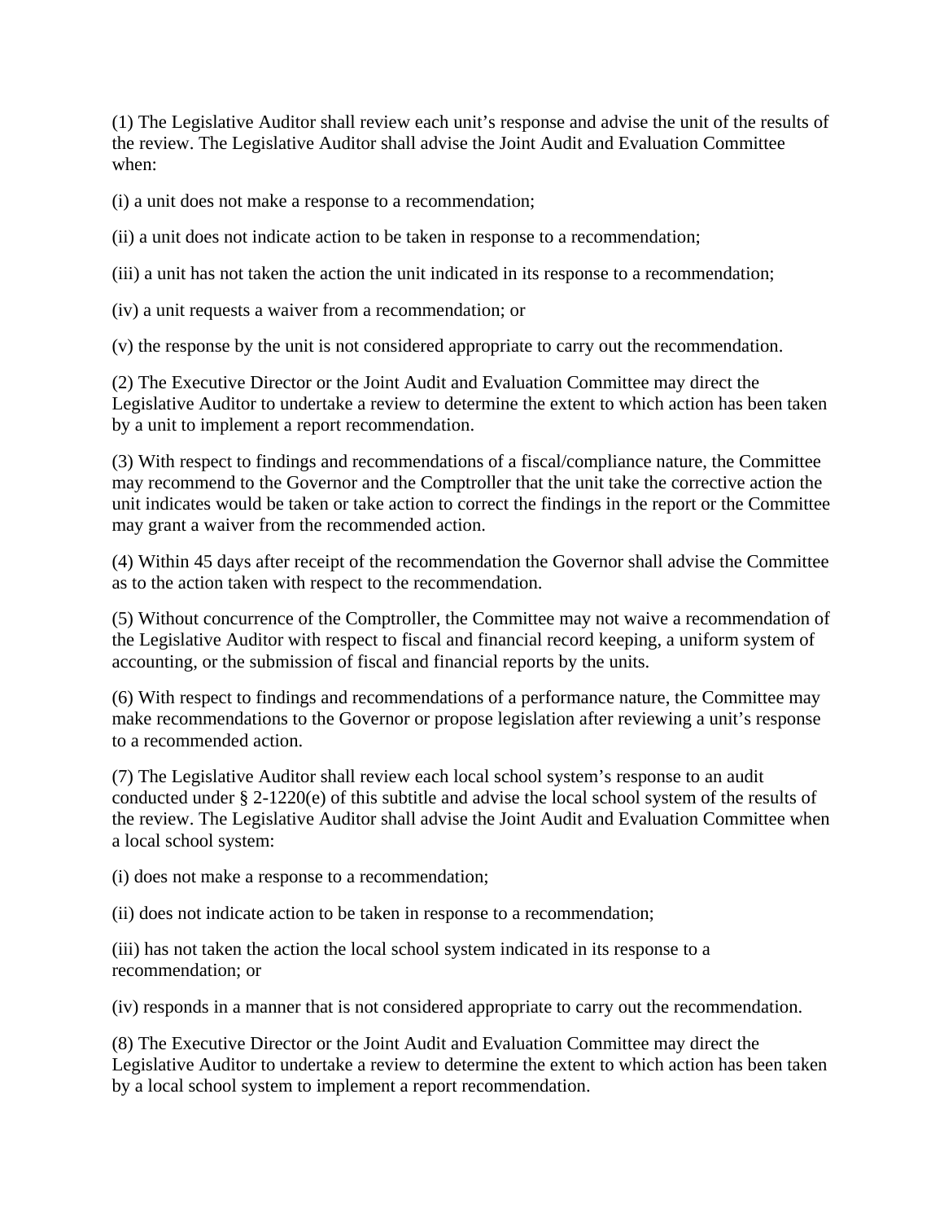(1) The Legislative Auditor shall review each unit's response and advise the unit of the results of the review. The Legislative Auditor shall advise the Joint Audit and Evaluation Committee when:

(i) a unit does not make a response to a recommendation;

(ii) a unit does not indicate action to be taken in response to a recommendation;

(iii) a unit has not taken the action the unit indicated in its response to a recommendation;

(iv) a unit requests a waiver from a recommendation; or

(v) the response by the unit is not considered appropriate to carry out the recommendation.

(2) The Executive Director or the Joint Audit and Evaluation Committee may direct the Legislative Auditor to undertake a review to determine the extent to which action has been taken by a unit to implement a report recommendation.

(3) With respect to findings and recommendations of a fiscal/compliance nature, the Committee may recommend to the Governor and the Comptroller that the unit take the corrective action the unit indicates would be taken or take action to correct the findings in the report or the Committee may grant a waiver from the recommended action.

(4) Within 45 days after receipt of the recommendation the Governor shall advise the Committee as to the action taken with respect to the recommendation.

(5) Without concurrence of the Comptroller, the Committee may not waive a recommendation of the Legislative Auditor with respect to fiscal and financial record keeping, a uniform system of accounting, or the submission of fiscal and financial reports by the units.

(6) With respect to findings and recommendations of a performance nature, the Committee may make recommendations to the Governor or propose legislation after reviewing a unit's response to a recommended action.

(7) The Legislative Auditor shall review each local school system's response to an audit conducted under § 2-1220(e) of this subtitle and advise the local school system of the results of the review. The Legislative Auditor shall advise the Joint Audit and Evaluation Committee when a local school system:

(i) does not make a response to a recommendation;

(ii) does not indicate action to be taken in response to a recommendation;

(iii) has not taken the action the local school system indicated in its response to a recommendation; or

(iv) responds in a manner that is not considered appropriate to carry out the recommendation.

(8) The Executive Director or the Joint Audit and Evaluation Committee may direct the Legislative Auditor to undertake a review to determine the extent to which action has been taken by a local school system to implement a report recommendation.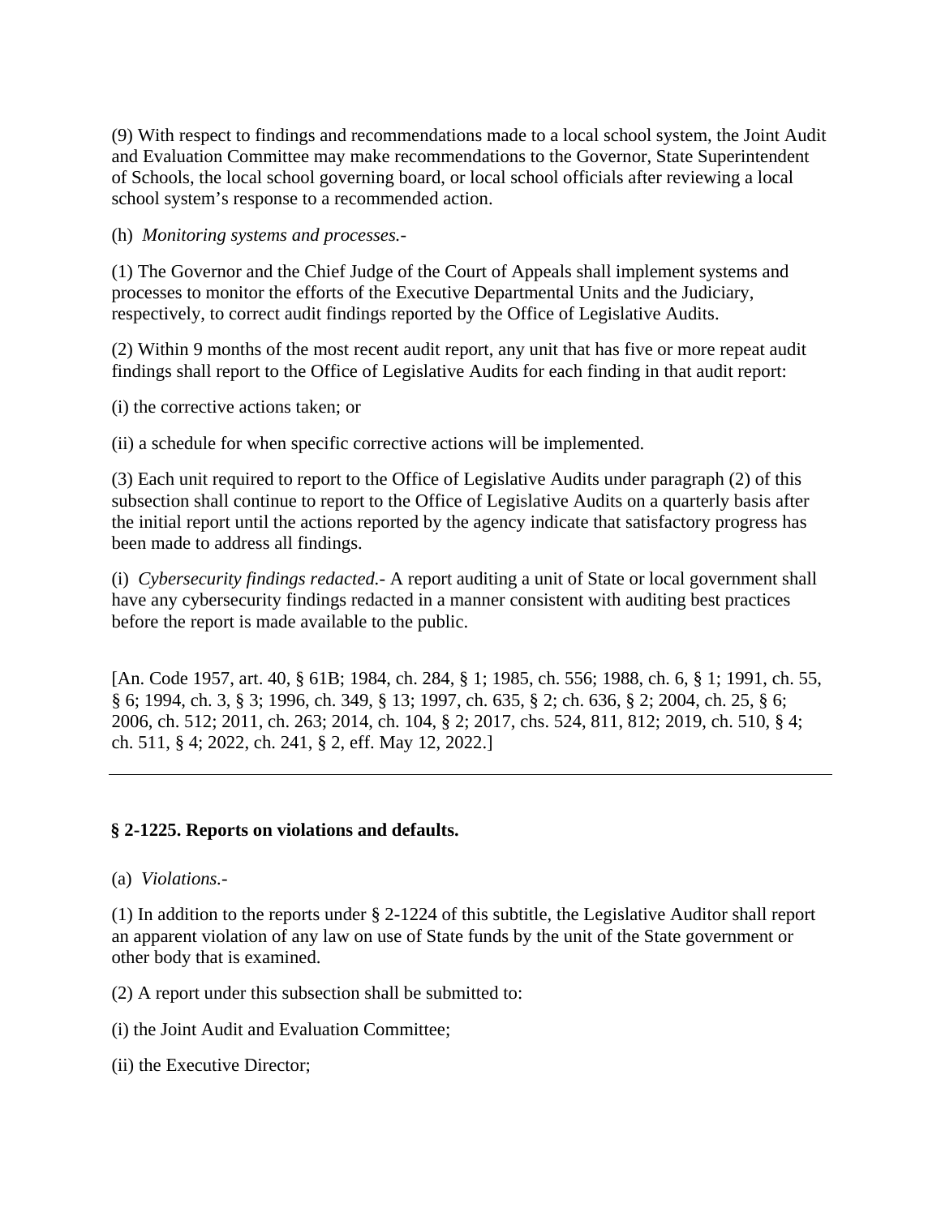(9) With respect to findings and recommendations made to a local school system, the Joint Audit and Evaluation Committee may make recommendations to the Governor, State Superintendent of Schools, the local school governing board, or local school officials after reviewing a local school system's response to a recommended action.

(h) *Monitoring systems and processes.-*

(1) The Governor and the Chief Judge of the Court of Appeals shall implement systems and processes to monitor the efforts of the Executive Departmental Units and the Judiciary, respectively, to correct audit findings reported by the Office of Legislative Audits.

(2) Within 9 months of the most recent audit report, any unit that has five or more repeat audit findings shall report to the Office of Legislative Audits for each finding in that audit report:

(i) the corrective actions taken; or

(ii) a schedule for when specific corrective actions will be implemented.

(3) Each unit required to report to the Office of Legislative Audits under paragraph (2) of this subsection shall continue to report to the Office of Legislative Audits on a quarterly basis after the initial report until the actions reported by the agency indicate that satisfactory progress has been made to address all findings.

(i) *Cybersecurity findings redacted.-* A report auditing a unit of State or local government shall have any cybersecurity findings redacted in a manner consistent with auditing best practices before the report is made available to the public.

[An. Code 1957, art. 40, § 61B; 1984, ch. 284, § 1; 1985, ch. 556; 1988, ch. 6, § 1; 1991, ch. 55, § 6; 1994, ch. 3, § 3; 1996, ch. 349, § 13; 1997, ch. 635, § 2; ch. 636, § 2; 2004, ch. 25, § 6; 2006, ch. 512; 2011, ch. 263; 2014, ch. 104, § 2; 2017, chs. 524, 811, 812; 2019, ch. 510, § 4; ch. 511, § 4; 2022, ch. 241, § 2, eff. May 12, 2022.]

---

### § 2-1225. Reports on violations and defaults.

(a) *Violations.-*

(1) In addition to the reports under § 2-1224 of this subtitle, the Legislative Auditor shall report an apparent violation of any law on use of State funds by the unit of the State government or other body that is examined.

(2) A report under this subsection shall be submitted to:

(i) the Joint Audit and Evaluation Committee;

(ii) the Executive Director;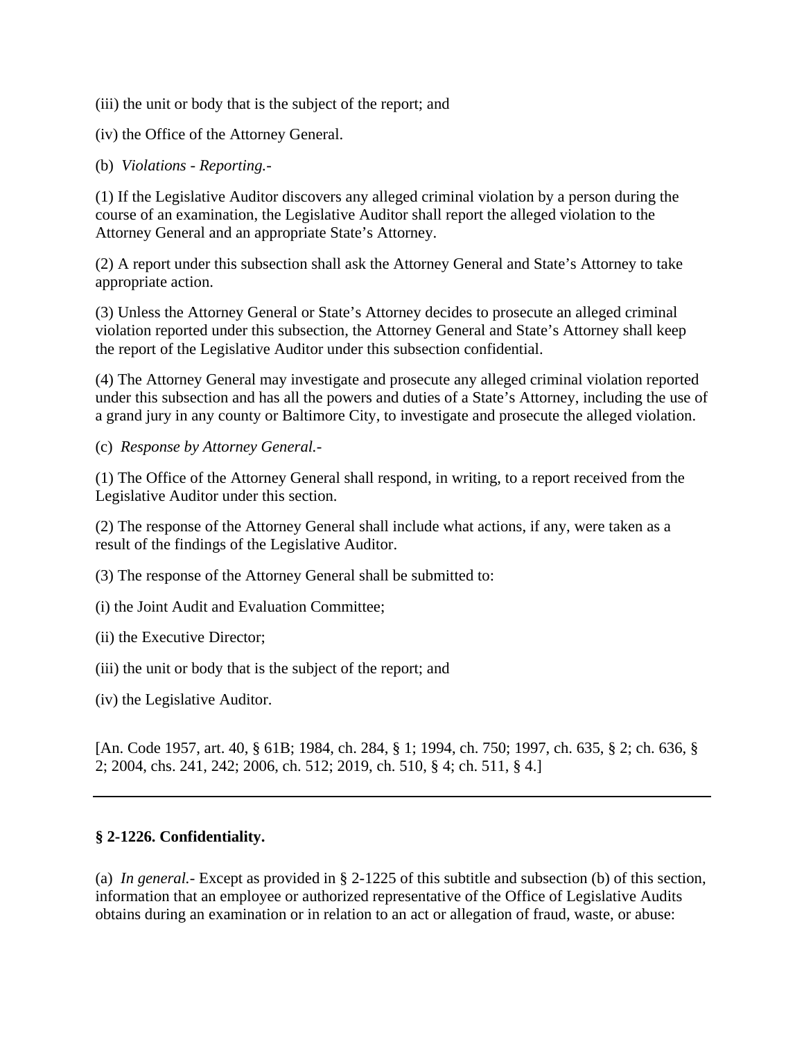(iii) the unit or body that is the subject of the report; and

(iv) the Office of the Attorney General.

(b) *Violations - Reporting.-*

(1) If the Legislative Auditor discovers any alleged criminal violation by a person during the course of an examination, the Legislative Auditor shall report the alleged violation to the Attorney General and an appropriate State's Attorney.

(2) A report under this subsection shall ask the Attorney General and State's Attorney to take appropriate action.

(3) Unless the Attorney General or State's Attorney decides to prosecute an alleged criminal violation reported under this subsection, the Attorney General and State's Attorney shall keep the report of the Legislative Auditor under this subsection confidential.

(4) The Attorney General may investigate and prosecute any alleged criminal violation reported under this subsection and has all the powers and duties of a State's Attorney, including the use of a grand jury in any county or Baltimore City, to investigate and prosecute the alleged violation.

(c) *Response by Attorney General.-*

(1) The Office of the Attorney General shall respond, in writing, to a report received from the Legislative Auditor under this section.

(2) The response of the Attorney General shall include what actions, if any, were taken as a result of the findings of the Legislative Auditor.

(3) The response of the Attorney General shall be submitted to:

(i) the Joint Audit and Evaluation Committee;

(ii) the Executive Director;

(iii) the unit or body that is the subject of the report; and

(iv) the Legislative Auditor.

[An. Code 1957, art. 40, § 61B; 1984, ch. 284, § 1; 1994, ch. 750; 1997, ch. 635, § 2; ch. 636, § 2; 2004, chs. 241, 242; 2006, ch. 512; 2019, ch. 510, § 4; ch. 511, § 4.]

---

**§ 2-1226. Confidentiality.**

(a) *In general.-* Except as provided in § 2-1225 of this subtitle and subsection (b) of this section, information that an employee or authorized representative of the Office of Legislative Audits obtains during an examination or in relation to an act or allegation of fraud, waste, or abuse: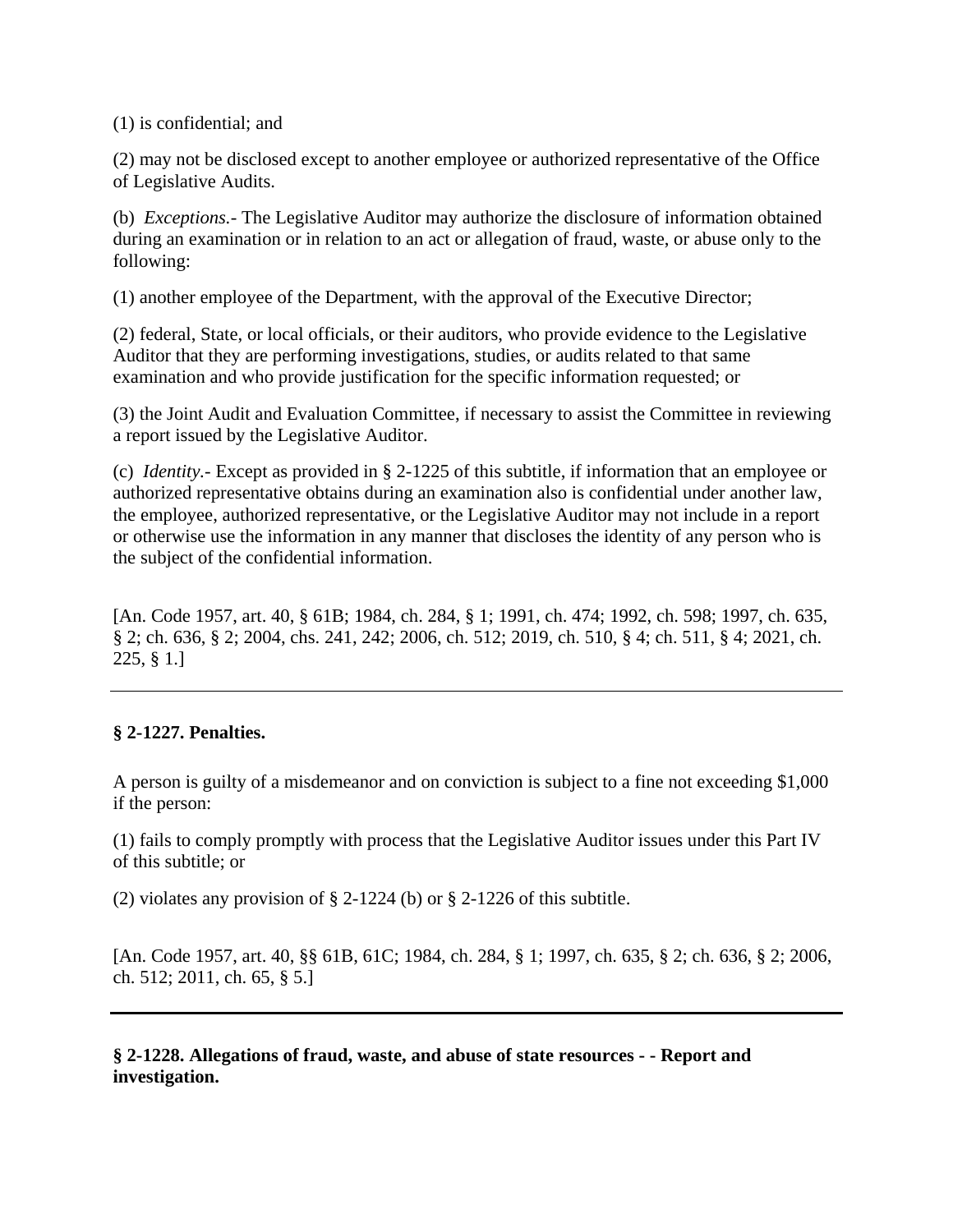(1) is confidential; and

(2) may not be disclosed except to another employee or authorized representative of the Office of Legislative Audits.

(b) *Exceptions.*- The Legislative Auditor may authorize the disclosure of information obtained during an examination or in relation to an act or allegation of fraud, waste, or abuse only to the following:

(1) another employee of the Department, with the approval of the Executive Director;

(2) federal, State, or local officials, or their auditors, who provide evidence to the Legislative Auditor that they are performing investigations, studies, or audits related to that same examination and who provide justification for the specific information requested; or

(3) the Joint Audit and Evaluation Committee, if necessary to assist the Committee in reviewing a report issued by the Legislative Auditor.

(c) *Identity.*- Except as provided in § 2-1225 of this subtitle, if information that an employee or authorized representative obtains during an examination also is confidential under another law, the employee, authorized representative, or the Legislative Auditor may not include in a report or otherwise use the information in any manner that discloses the identity of any person who is the subject of the confidential information.

[An. Code 1957, art. 40, § 61B; 1984, ch. 284, § 1; 1991, ch. 474; 1992, ch. 598; 1997, ch. 635, § 2; ch. 636, § 2; 2004, chs. 241, 242; 2006, ch. 512; 2019, ch. 510, § 4; ch. 511, § 4; 2021, ch. 225, § 1.]

---

**§ 2-1227. Penalties.**

A person is guilty of a misdemeanor and on conviction is subject to a fine not exceeding $1,000 if the person:

(1) fails to comply promptly with process that the Legislative Auditor issues under this Part IV of this subtitle; or

(2) violates any provision of § 2-1224 (b) or § 2-1226 of this subtitle.

[An. Code 1957, art. 40, §§ 61B, 61C; 1984, ch. 284, § 1; 1997, ch. 635, § 2; ch. 636, § 2; 2006, ch. 512; 2011, ch. 65, § 5.]

---

**§ 2-1228. Allegations of fraud, waste, and abuse of state resources - - Report and investigation.**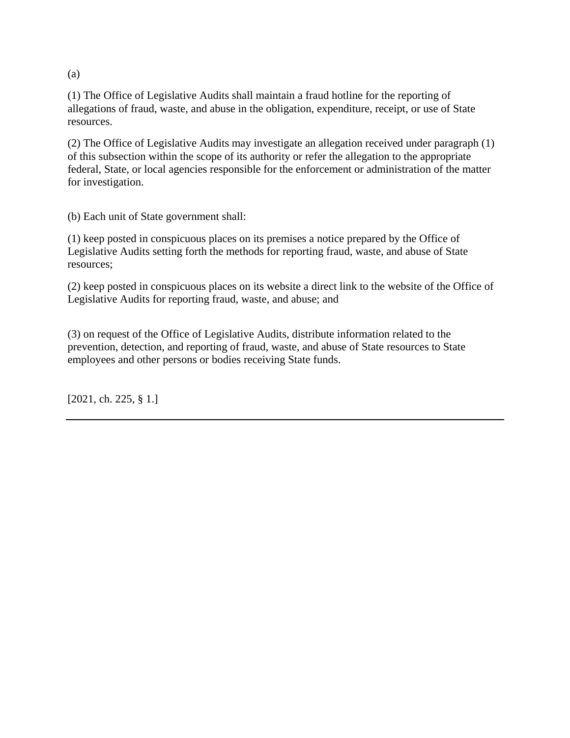(a)

(1) The Office of Legislative Audits shall maintain a fraud hotline for the reporting of allegations of fraud, waste, and abuse in the obligation, expenditure, receipt, or use of State resources.

(2) The Office of Legislative Audits may investigate an allegation received under paragraph (1) of this subsection within the scope of its authority or refer the allegation to the appropriate federal, State, or local agencies responsible for the enforcement or administration of the matter for investigation.

(b) Each unit of State government shall:

(1) keep posted in conspicuous places on its premises a notice prepared by the Office of Legislative Audits setting forth the methods for reporting fraud, waste, and abuse of State resources;

(2) keep posted in conspicuous places on its website a direct link to the website of the Office of Legislative Audits for reporting fraud, waste, and abuse; and

(3) on request of the Office of Legislative Audits, distribute information related to the prevention, detection, and reporting of fraud, waste, and abuse of State resources to State employees and other persons or bodies receiving State funds.

[2021, ch. 225, § 1.]

---